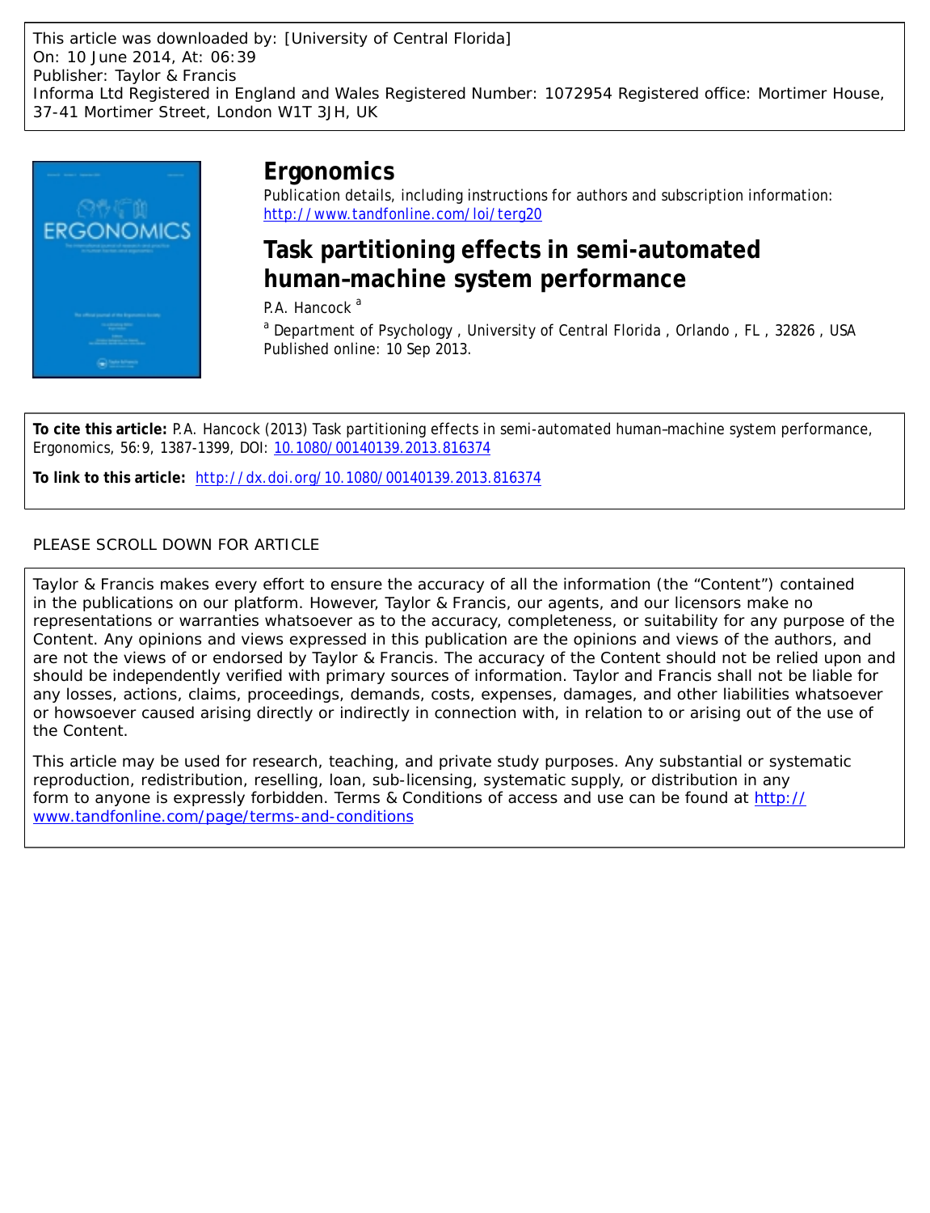This article was downloaded by: [University of Central Florida]
On: 10 June 2014, At: 06:39
Publisher: Taylor & Francis
Informa Ltd Registered in England and Wales Registered Number: 1072954 Registered office: Mortimer House, 37-41 Mortimer Street, London W1T 3JH, UK

# Ergonomics

Publication details, including instructions for authors and subscription information:
http://www.tandfonline.com/loi/terg20

## Task partitioning effects in semi-automated human–machine system performance

P.A. Hancock [a]

[a] Department of Psychology , University of Central Florida , Orlando , FL , 32826 , USA
Published online: 10 Sep 2013.

**To cite this article:** P.A. Hancock (2013) Task partitioning effects in semi-automated human–machine system performance, Ergonomics, 56:9, 1387-1399, DOI: 10.1080/00140139.2013.816374

**To link to this article:** http://dx.doi.org/10.1080/00140139.2013.816374

PLEASE SCROLL DOWN FOR ARTICLE

Taylor & Francis makes every effort to ensure the accuracy of all the information (the "Content") contained in the publications on our platform. However, Taylor & Francis, our agents, and our licensors make no representations or warranties whatsoever as to the accuracy, completeness, or suitability for any purpose of the Content. Any opinions and views expressed in this publication are the opinions and views of the authors, and are not the views of or endorsed by Taylor & Francis. The accuracy of the Content should not be relied upon and should be independently verified with primary sources of information. Taylor and Francis shall not be liable for any losses, actions, claims, proceedings, demands, costs, expenses, damages, and other liabilities whatsoever or howsoever caused arising directly or indirectly in connection with, in relation to or arising out of the use of the Content.

This article may be used for research, teaching, and private study purposes. Any substantial or systematic reproduction, redistribution, reselling, loan, sub-licensing, systematic supply, or distribution in any form to anyone is expressly forbidden. Terms & Conditions of access and use can be found at http://www.tandfonline.com/page/terms-and-conditions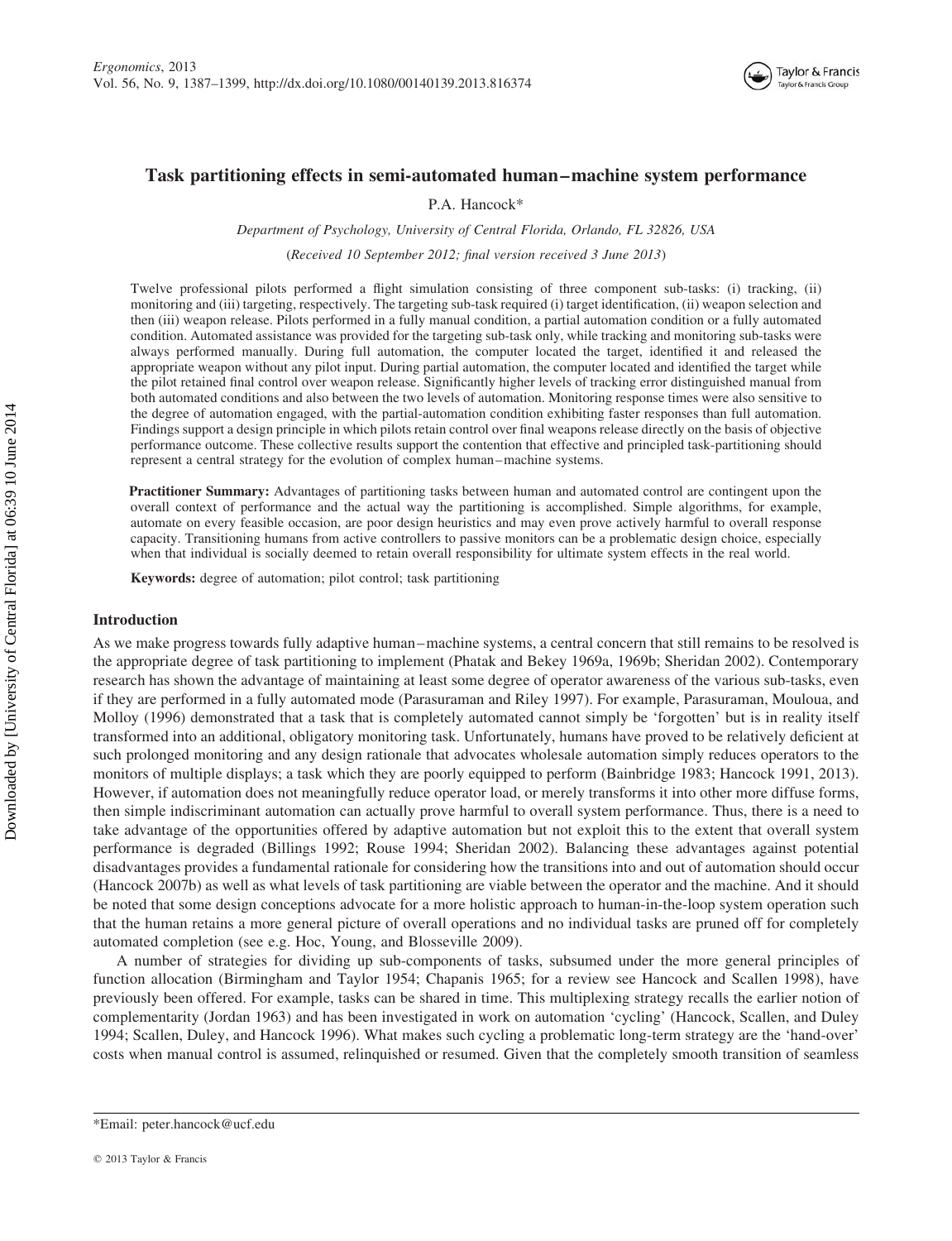# Task partitioning effects in semi-automated human–machine system performance

P.A. Hancock*

*Department of Psychology, University of Central Florida, Orlando, FL 32826, USA*

*(Received 10 September 2012; final version received 3 June 2013)*

Twelve professional pilots performed a flight simulation consisting of three component sub-tasks: (i) tracking, (ii) monitoring and (iii) targeting, respectively. The targeting sub-task required (i) target identification, (ii) weapon selection and then (iii) weapon release. Pilots performed in a fully manual condition, a partial automation condition or a fully automated condition. Automated assistance was provided for the targeting sub-task only, while tracking and monitoring sub-tasks were always performed manually. During full automation, the computer located the target, identified it and released the appropriate weapon without any pilot input. During partial automation, the computer located and identified the target while the pilot retained final control over weapon release. Significantly higher levels of tracking error distinguished manual from both automated conditions and also between the two levels of automation. Monitoring response times were also sensitive to the degree of automation engaged, with the partial-automation condition exhibiting faster responses than full automation. Findings support a design principle in which pilots retain control over final weapons release directly on the basis of objective performance outcome. These collective results support the contention that effective and principled task-partitioning should represent a central strategy for the evolution of complex human–machine systems.

**Practitioner Summary:** Advantages of partitioning tasks between human and automated control are contingent upon the overall context of performance and the actual way the partitioning is accomplished. Simple algorithms, for example, automate on every feasible occasion, are poor design heuristics and may even prove actively harmful to overall response capacity. Transitioning humans from active controllers to passive monitors can be a problematic design choice, especially when that individual is socially deemed to retain overall responsibility for ultimate system effects in the real world.

**Keywords:** degree of automation; pilot control; task partitioning

## Introduction

As we make progress towards fully adaptive human–machine systems, a central concern that still remains to be resolved is the appropriate degree of task partitioning to implement (Phatak and Bekey 1969a, 1969b; Sheridan 2002). Contemporary research has shown the advantage of maintaining at least some degree of operator awareness of the various sub-tasks, even if they are performed in a fully automated mode (Parasuraman and Riley 1997). For example, Parasuraman, Mouloua, and Molloy (1996) demonstrated that a task that is completely automated cannot simply be 'forgotten' but is in reality itself transformed into an additional, obligatory monitoring task. Unfortunately, humans have proved to be relatively deficient at such prolonged monitoring and any design rationale that advocates wholesale automation simply reduces operators to the monitors of multiple displays; a task which they are poorly equipped to perform (Bainbridge 1983; Hancock 1991, 2013). However, if automation does not meaningfully reduce operator load, or merely transforms it into other more diffuse forms, then simple indiscriminant automation can actually prove harmful to overall system performance. Thus, there is a need to take advantage of the opportunities offered by adaptive automation but not exploit this to the extent that overall system performance is degraded (Billings 1992; Rouse 1994; Sheridan 2002). Balancing these advantages against potential disadvantages provides a fundamental rationale for considering how the transitions into and out of automation should occur (Hancock 2007b) as well as what levels of task partitioning are viable between the operator and the machine. And it should be noted that some design conceptions advocate for a more holistic approach to human-in-the-loop system operation such that the human retains a more general picture of overall operations and no individual tasks are pruned off for completely automated completion (see e.g. Hoc, Young, and Blosseville 2009).

A number of strategies for dividing up sub-components of tasks, subsumed under the more general principles of function allocation (Birmingham and Taylor 1954; Chapanis 1965; for a review see Hancock and Scallen 1998), have previously been offered. For example, tasks can be shared in time. This multiplexing strategy recalls the earlier notion of complementarity (Jordan 1963) and has been investigated in work on automation 'cycling' (Hancock, Scallen, and Duley 1994; Scallen, Duley, and Hancock 1996). What makes such cycling a problematic long-term strategy are the 'hand-over' costs when manual control is assumed, relinquished or resumed. Given that the completely smooth transition of seamless

*Email: peter.hancock@ucf.edu

© 2013 Taylor & Francis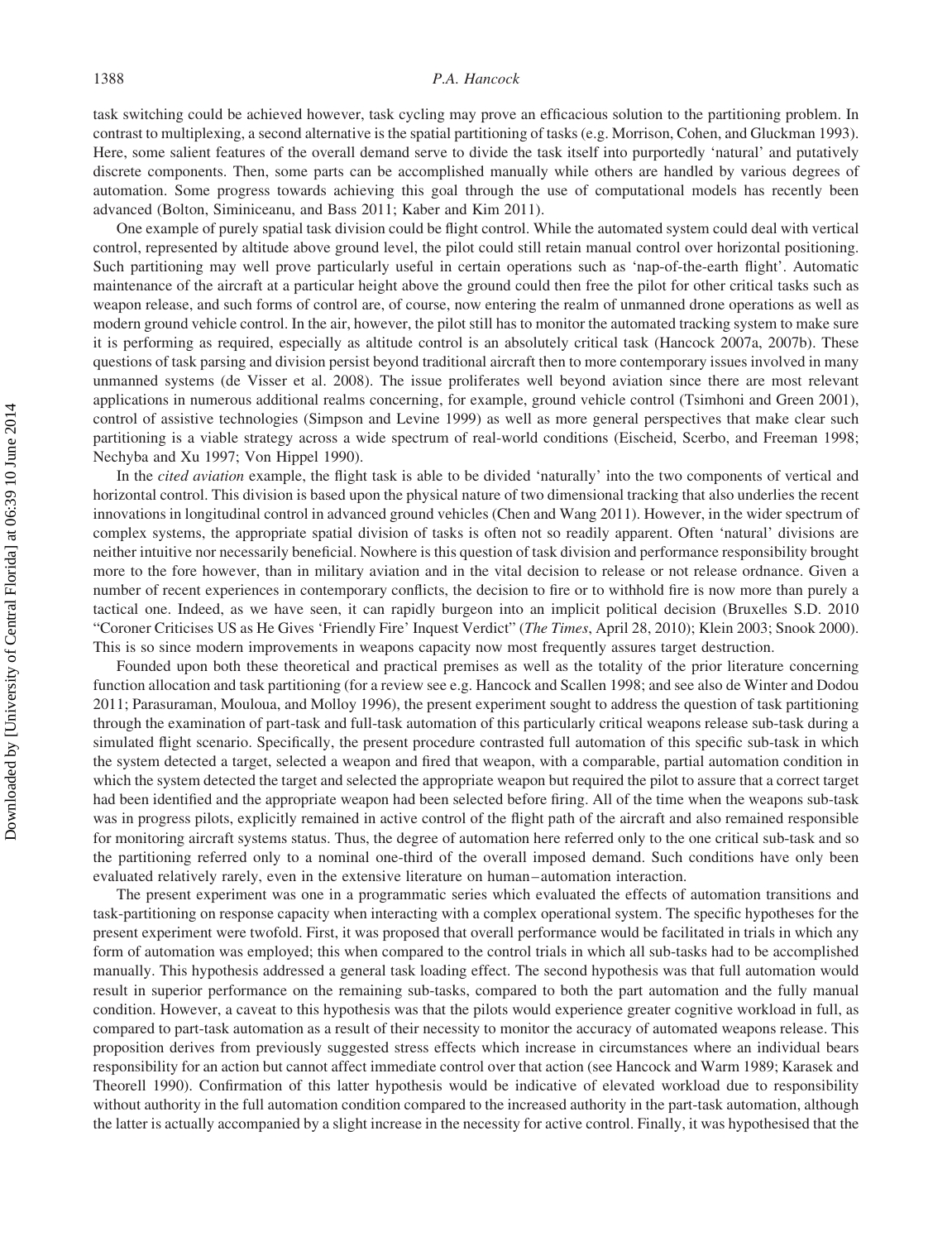task switching could be achieved however, task cycling may prove an efficacious solution to the partitioning problem. In contrast to multiplexing, a second alternative is the spatial partitioning of tasks (e.g. Morrison, Cohen, and Gluckman 1993). Here, some salient features of the overall demand serve to divide the task itself into purportedly 'natural' and putatively discrete components. Then, some parts can be accomplished manually while others are handled by various degrees of automation. Some progress towards achieving this goal through the use of computational models has recently been advanced (Bolton, Siminiceanu, and Bass 2011; Kaber and Kim 2011).

One example of purely spatial task division could be flight control. While the automated system could deal with vertical control, represented by altitude above ground level, the pilot could still retain manual control over horizontal positioning. Such partitioning may well prove particularly useful in certain operations such as 'nap-of-the-earth flight'. Automatic maintenance of the aircraft at a particular height above the ground could then free the pilot for other critical tasks such as weapon release, and such forms of control are, of course, now entering the realm of unmanned drone operations as well as modern ground vehicle control. In the air, however, the pilot still has to monitor the automated tracking system to make sure it is performing as required, especially as altitude control is an absolutely critical task (Hancock 2007a, 2007b). These questions of task parsing and division persist beyond traditional aircraft then to more contemporary issues involved in many unmanned systems (de Visser et al. 2008). The issue proliferates well beyond aviation since there are most relevant applications in numerous additional realms concerning, for example, ground vehicle control (Tsimhoni and Green 2001), control of assistive technologies (Simpson and Levine 1999) as well as more general perspectives that make clear such partitioning is a viable strategy across a wide spectrum of real-world conditions (Eischeid, Scerbo, and Freeman 1998; Nechyba and Xu 1997; Von Hippel 1990).

In the *cited aviation* example, the flight task is able to be divided 'naturally' into the two components of vertical and horizontal control. This division is based upon the physical nature of two dimensional tracking that also underlies the recent innovations in longitudinal control in advanced ground vehicles (Chen and Wang 2011). However, in the wider spectrum of complex systems, the appropriate spatial division of tasks is often not so readily apparent. Often 'natural' divisions are neither intuitive nor necessarily beneficial. Nowhere is this question of task division and performance responsibility brought more to the fore however, than in military aviation and in the vital decision to release or not release ordnance. Given a number of recent experiences in contemporary conflicts, the decision to fire or to withhold fire is now more than purely a tactical one. Indeed, as we have seen, it can rapidly burgeon into an implicit political decision (Bruxelles S.D. 2010 "Coroner Criticises US as He Gives 'Friendly Fire' Inquest Verdict" (*The Times*, April 28, 2010); Klein 2003; Snook 2000). This is so since modern improvements in weapons capacity now most frequently assures target destruction.

Founded upon both these theoretical and practical premises as well as the totality of the prior literature concerning function allocation and task partitioning (for a review see e.g. Hancock and Scallen 1998; and see also de Winter and Dodou 2011; Parasuraman, Mouloua, and Molloy 1996), the present experiment sought to address the question of task partitioning through the examination of part-task and full-task automation of this particularly critical weapons release sub-task during a simulated flight scenario. Specifically, the present procedure contrasted full automation of this specific sub-task in which the system detected a target, selected a weapon and fired that weapon, with a comparable, partial automation condition in which the system detected the target and selected the appropriate weapon but required the pilot to assure that a correct target had been identified and the appropriate weapon had been selected before firing. All of the time when the weapons sub-task was in progress pilots, explicitly remained in active control of the flight path of the aircraft and also remained responsible for monitoring aircraft systems status. Thus, the degree of automation here referred only to the one critical sub-task and so the partitioning referred only to a nominal one-third of the overall imposed demand. Such conditions have only been evaluated relatively rarely, even in the extensive literature on human–automation interaction.

The present experiment was one in a programmatic series which evaluated the effects of automation transitions and task-partitioning on response capacity when interacting with a complex operational system. The specific hypotheses for the present experiment were twofold. First, it was proposed that overall performance would be facilitated in trials in which any form of automation was employed; this when compared to the control trials in which all sub-tasks had to be accomplished manually. This hypothesis addressed a general task loading effect. The second hypothesis was that full automation would result in superior performance on the remaining sub-tasks, compared to both the part automation and the fully manual condition. However, a caveat to this hypothesis was that the pilots would experience greater cognitive workload in full, as compared to part-task automation as a result of their necessity to monitor the accuracy of automated weapons release. This proposition derives from previously suggested stress effects which increase in circumstances where an individual bears responsibility for an action but cannot affect immediate control over that action (see Hancock and Warm 1989; Karasek and Theorell 1990). Confirmation of this latter hypothesis would be indicative of elevated workload due to responsibility without authority in the full automation condition compared to the increased authority in the part-task automation, although the latter is actually accompanied by a slight increase in the necessity for active control. Finally, it was hypothesised that the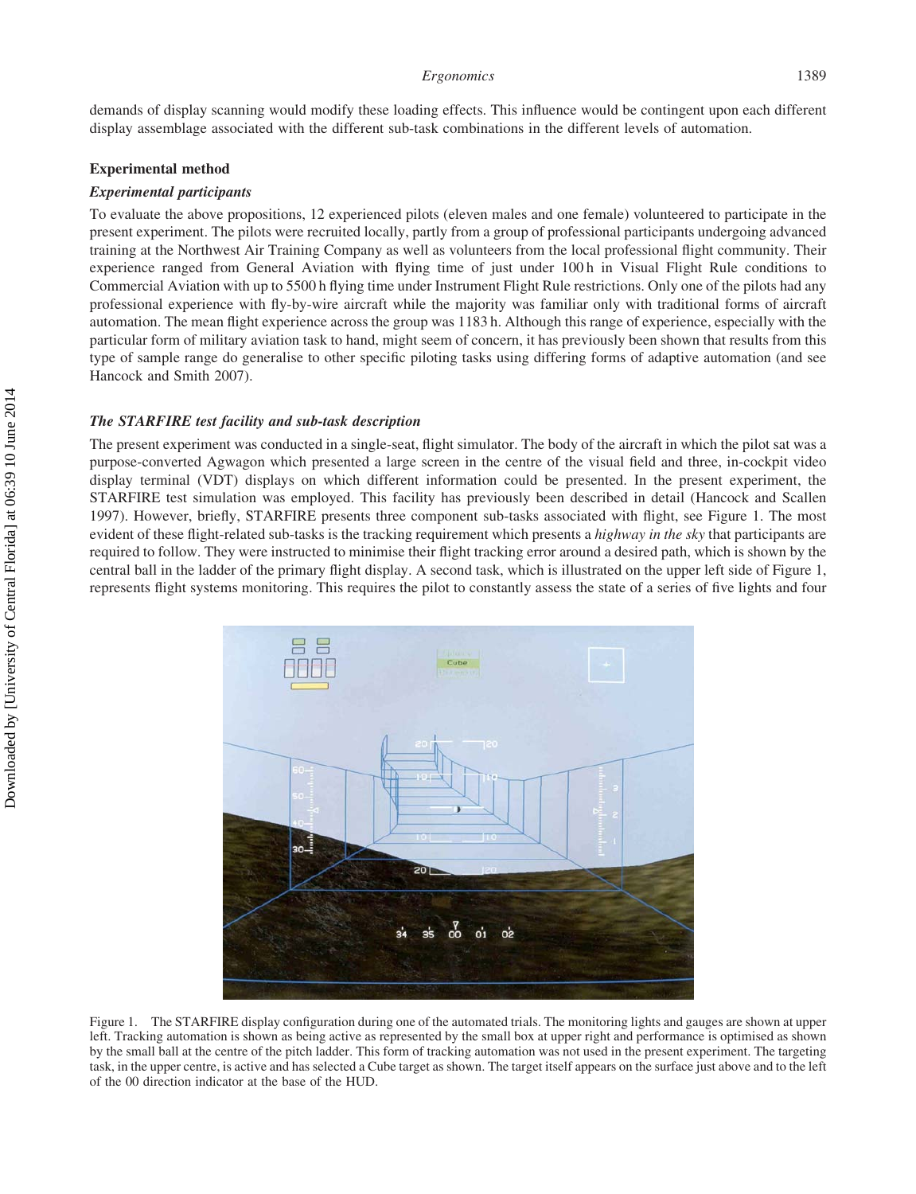demands of display scanning would modify these loading effects. This influence would be contingent upon each different display assemblage associated with the different sub-task combinations in the different levels of automation.

## Experimental method

### *Experimental participants*

To evaluate the above propositions, 12 experienced pilots (eleven males and one female) volunteered to participate in the present experiment. The pilots were recruited locally, partly from a group of professional participants undergoing advanced training at the Northwest Air Training Company as well as volunteers from the local professional flight community. Their experience ranged from General Aviation with flying time of just under 100 h in Visual Flight Rule conditions to Commercial Aviation with up to 5500 h flying time under Instrument Flight Rule restrictions. Only one of the pilots had any professional experience with fly-by-wire aircraft while the majority was familiar only with traditional forms of aircraft automation. The mean flight experience across the group was 1183 h. Although this range of experience, especially with the particular form of military aviation task to hand, might seem of concern, it has previously been shown that results from this type of sample range do generalise to other specific piloting tasks using differing forms of adaptive automation (and see Hancock and Smith 2007).

### *The STARFIRE test facility and sub-task description*

The present experiment was conducted in a single-seat, flight simulator. The body of the aircraft in which the pilot sat was a purpose-converted Agwagon which presented a large screen in the centre of the visual field and three, in-cockpit video display terminal (VDT) displays on which different information could be presented. In the present experiment, the STARFIRE test simulation was employed. This facility has previously been described in detail (Hancock and Scallen 1997). However, briefly, STARFIRE presents three component sub-tasks associated with flight, see Figure 1. The most evident of these flight-related sub-tasks is the tracking requirement which presents a *highway in the sky* that participants are required to follow. They were instructed to minimise their flight tracking error around a desired path, which is shown by the central ball in the ladder of the primary flight display. A second task, which is illustrated on the upper left side of Figure 1, represents flight systems monitoring. This requires the pilot to constantly assess the state of a series of five lights and four

Figure 1. The STARFIRE display configuration during one of the automated trials. The monitoring lights and gauges are shown at upper left. Tracking automation is shown as being active as represented by the small box at upper right and performance is optimised as shown by the small ball at the centre of the pitch ladder. This form of tracking automation was not used in the present experiment. The targeting task, in the upper centre, is active and has selected a Cube target as shown. The target itself appears on the surface just above and to the left of the 00 direction indicator at the base of the HUD.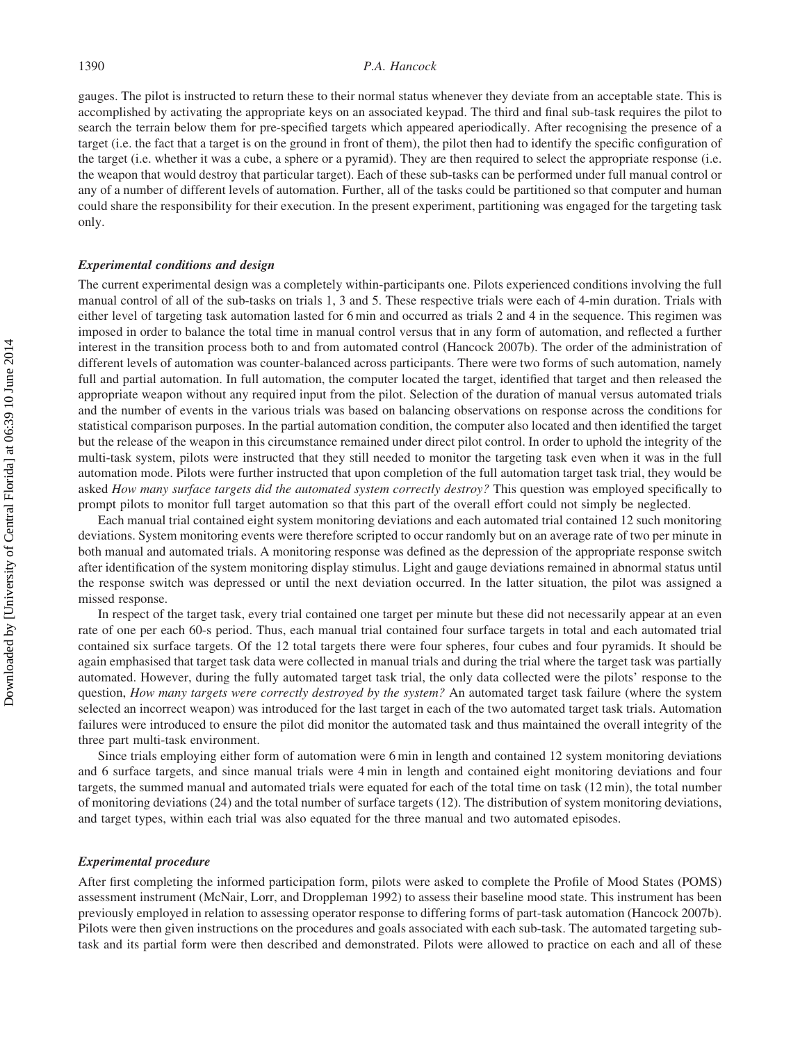gauges. The pilot is instructed to return these to their normal status whenever they deviate from an acceptable state. This is accomplished by activating the appropriate keys on an associated keypad. The third and final sub-task requires the pilot to search the terrain below them for pre-specified targets which appeared aperiodically. After recognising the presence of a target (i.e. the fact that a target is on the ground in front of them), the pilot then had to identify the specific configuration of the target (i.e. whether it was a cube, a sphere or a pyramid). They are then required to select the appropriate response (i.e. the weapon that would destroy that particular target). Each of these sub-tasks can be performed under full manual control or any of a number of different levels of automation. Further, all of the tasks could be partitioned so that computer and human could share the responsibility for their execution. In the present experiment, partitioning was engaged for the targeting task only.

### *Experimental conditions and design*

The current experimental design was a completely within-participants one. Pilots experienced conditions involving the full manual control of all of the sub-tasks on trials 1, 3 and 5. These respective trials were each of 4-min duration. Trials with either level of targeting task automation lasted for 6 min and occurred as trials 2 and 4 in the sequence. This regimen was imposed in order to balance the total time in manual control versus that in any form of automation, and reflected a further interest in the transition process both to and from automated control (Hancock 2007b). The order of the administration of different levels of automation was counter-balanced across participants. There were two forms of such automation, namely full and partial automation. In full automation, the computer located the target, identified that target and then released the appropriate weapon without any required input from the pilot. Selection of the duration of manual versus automated trials and the number of events in the various trials was based on balancing observations on response across the conditions for statistical comparison purposes. In the partial automation condition, the computer also located and then identified the target but the release of the weapon in this circumstance remained under direct pilot control. In order to uphold the integrity of the multi-task system, pilots were instructed that they still needed to monitor the targeting task even when it was in the full automation mode. Pilots were further instructed that upon completion of the full automation target task trial, they would be asked *How many surface targets did the automated system correctly destroy?* This question was employed specifically to prompt pilots to monitor full target automation so that this part of the overall effort could not simply be neglected.

Each manual trial contained eight system monitoring deviations and each automated trial contained 12 such monitoring deviations. System monitoring events were therefore scripted to occur randomly but on an average rate of two per minute in both manual and automated trials. A monitoring response was defined as the depression of the appropriate response switch after identification of the system monitoring display stimulus. Light and gauge deviations remained in abnormal status until the response switch was depressed or until the next deviation occurred. In the latter situation, the pilot was assigned a missed response.

In respect of the target task, every trial contained one target per minute but these did not necessarily appear at an even rate of one per each 60-s period. Thus, each manual trial contained four surface targets in total and each automated trial contained six surface targets. Of the 12 total targets there were four spheres, four cubes and four pyramids. It should be again emphasised that target task data were collected in manual trials and during the trial where the target task was partially automated. However, during the fully automated target task trial, the only data collected were the pilots' response to the question, *How many targets were correctly destroyed by the system?* An automated target task failure (where the system selected an incorrect weapon) was introduced for the last target in each of the two automated target task trials. Automation failures were introduced to ensure the pilot did monitor the automated task and thus maintained the overall integrity of the three part multi-task environment.

Since trials employing either form of automation were 6 min in length and contained 12 system monitoring deviations and 6 surface targets, and since manual trials were 4 min in length and contained eight monitoring deviations and four targets, the summed manual and automated trials were equated for each of the total time on task (12 min), the total number of monitoring deviations (24) and the total number of surface targets (12). The distribution of system monitoring deviations, and target types, within each trial was also equated for the three manual and two automated episodes.

### *Experimental procedure*

After first completing the informed participation form, pilots were asked to complete the Profile of Mood States (POMS) assessment instrument (McNair, Lorr, and Droppleman 1992) to assess their baseline mood state. This instrument has been previously employed in relation to assessing operator response to differing forms of part-task automation (Hancock 2007b). Pilots were then given instructions on the procedures and goals associated with each sub-task. The automated targeting sub-task and its partial form were then described and demonstrated. Pilots were allowed to practice on each and all of these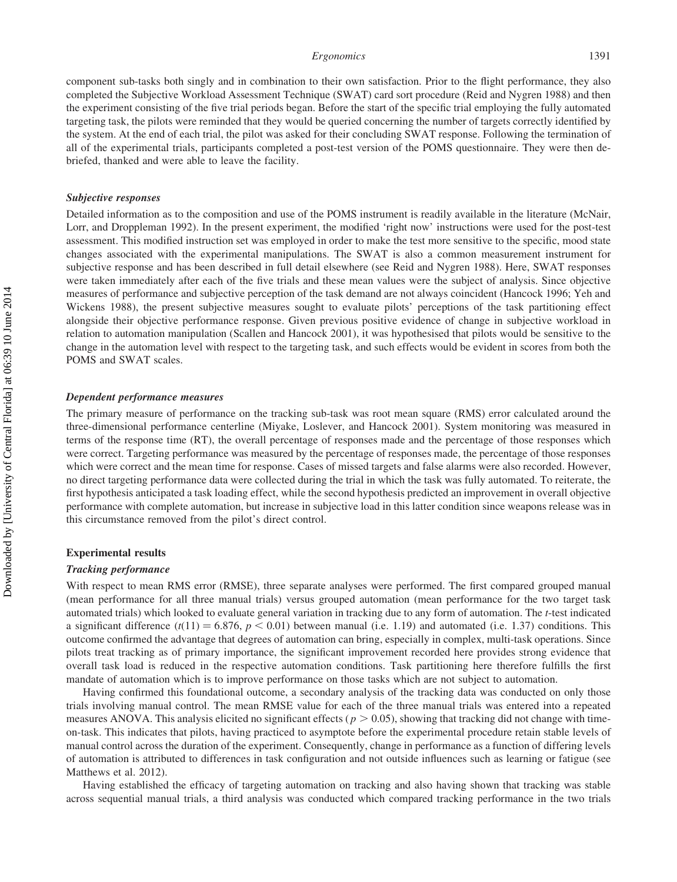component sub-tasks both singly and in combination to their own satisfaction. Prior to the flight performance, they also completed the Subjective Workload Assessment Technique (SWAT) card sort procedure (Reid and Nygren 1988) and then the experiment consisting of the five trial periods began. Before the start of the specific trial employing the fully automated targeting task, the pilots were reminded that they would be queried concerning the number of targets correctly identified by the system. At the end of each trial, the pilot was asked for their concluding SWAT response. Following the termination of all of the experimental trials, participants completed a post-test version of the POMS questionnaire. They were then debriefed, thanked and were able to leave the facility.

### *Subjective responses*

Detailed information as to the composition and use of the POMS instrument is readily available in the literature (McNair, Lorr, and Droppleman 1992). In the present experiment, the modified 'right now' instructions were used for the post-test assessment. This modified instruction set was employed in order to make the test more sensitive to the specific, mood state changes associated with the experimental manipulations. The SWAT is also a common measurement instrument for subjective response and has been described in full detail elsewhere (see Reid and Nygren 1988). Here, SWAT responses were taken immediately after each of the five trials and these mean values were the subject of analysis. Since objective measures of performance and subjective perception of the task demand are not always coincident (Hancock 1996; Yeh and Wickens 1988), the present subjective measures sought to evaluate pilots' perceptions of the task partitioning effect alongside their objective performance response. Given previous positive evidence of change in subjective workload in relation to automation manipulation (Scallen and Hancock 2001), it was hypothesised that pilots would be sensitive to the change in the automation level with respect to the targeting task, and such effects would be evident in scores from both the POMS and SWAT scales.

### *Dependent performance measures*

The primary measure of performance on the tracking sub-task was root mean square (RMS) error calculated around the three-dimensional performance centerline (Miyake, Loslever, and Hancock 2001). System monitoring was measured in terms of the response time (RT), the overall percentage of responses made and the percentage of those responses which were correct. Targeting performance was measured by the percentage of responses made, the percentage of those responses which were correct and the mean time for response. Cases of missed targets and false alarms were also recorded. However, no direct targeting performance data were collected during the trial in which the task was fully automated. To reiterate, the first hypothesis anticipated a task loading effect, while the second hypothesis predicted an improvement in overall objective performance with complete automation, but increase in subjective load in this latter condition since weapons release was in this circumstance removed from the pilot's direct control.

## Experimental results

### *Tracking performance*

With respect to mean RMS error (RMSE), three separate analyses were performed. The first compared grouped manual (mean performance for all three manual trials) versus grouped automation (mean performance for the two target task automated trials) which looked to evaluate general variation in tracking due to any form of automation. The *t*-test indicated a significant difference ($t(11) = 6.876$, $p < 0.01$) between manual (i.e. 1.19) and automated (i.e. 1.37) conditions. This outcome confirmed the advantage that degrees of automation can bring, especially in complex, multi-task operations. Since pilots treat tracking as of primary importance, the significant improvement recorded here provides strong evidence that overall task load is reduced in the respective automation conditions. Task partitioning here therefore fulfills the first mandate of automation which is to improve performance on those tasks which are not subject to automation.

Having confirmed this foundational outcome, a secondary analysis of the tracking data was conducted on only those trials involving manual control. The mean RMSE value for each of the three manual trials was entered into a repeated measures ANOVA. This analysis elicited no significant effects ($p > 0.05$), showing that tracking did not change with time-on-task. This indicates that pilots, having practiced to asymptote before the experimental procedure retain stable levels of manual control across the duration of the experiment. Consequently, change in performance as a function of differing levels of automation is attributed to differences in task configuration and not outside influences such as learning or fatigue (see Matthews et al. 2012).

Having established the efficacy of targeting automation on tracking and also having shown that tracking was stable across sequential manual trials, a third analysis was conducted which compared tracking performance in the two trials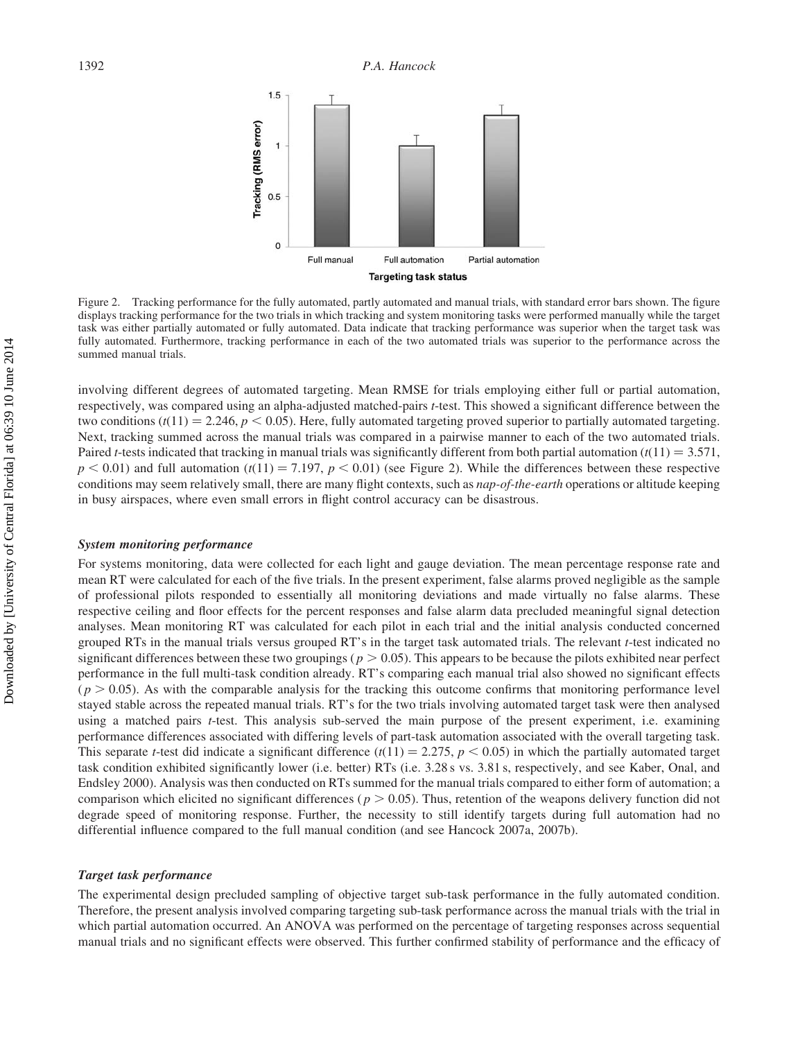1.5

1

0.5

0

Tracking (RMS error)

Full manual

Full automation

Partial automation

Targeting task status

Figure 2. Tracking performance for the fully automated, partly automated and manual trials, with standard error bars shown. The figure displays tracking performance for the two trials in which tracking and system monitoring tasks were performed manually while the target task was either partially automated or fully automated. Data indicate that tracking performance was superior when the target task was fully automated. Furthermore, tracking performance in each of the two automated trials was superior to the performance across the summed manual trials.

involving different degrees of automated targeting. Mean RMSE for trials employing either full or partial automation, respectively, was compared using an alpha-adjusted matched-pairs *t*-test. This showed a significant difference between the two conditions ($t(11) = 2.246$, $p < 0.05$). Here, fully automated targeting proved superior to partially automated targeting. Next, tracking summed across the manual trials was compared in a pairwise manner to each of the two automated trials. Paired *t*-tests indicated that tracking in manual trials was significantly different from both partial automation ($t(11) = 3.571$, $p < 0.01$) and full automation ($t(11) = 7.197$, $p < 0.01$) (see Figure 2). While the differences between these respective conditions may seem relatively small, there are many flight contexts, such as *nap-of-the-earth* operations or altitude keeping in busy airspaces, where even small errors in flight control accuracy can be disastrous.

### *System monitoring performance*

For systems monitoring, data were collected for each light and gauge deviation. The mean percentage response rate and mean RT were calculated for each of the five trials. In the present experiment, false alarms proved negligible as the sample of professional pilots responded to essentially all monitoring deviations and made virtually no false alarms. These respective ceiling and floor effects for the percent responses and false alarm data precluded meaningful signal detection analyses. Mean monitoring RT was calculated for each pilot in each trial and the initial analysis conducted concerned grouped RTs in the manual trials versus grouped RT's in the target task automated trials. The relevant *t*-test indicated no significant differences between these two groupings ($p > 0.05$). This appears to be because the pilots exhibited near perfect performance in the full multi-task condition already. RT's comparing each manual trial also showed no significant effects ($p > 0.05$). As with the comparable analysis for the tracking this outcome confirms that monitoring performance level stayed stable across the repeated manual trials. RT's for the two trials involving automated target task were then analysed using a matched pairs *t*-test. This analysis sub-served the main purpose of the present experiment, i.e. examining performance differences associated with differing levels of part-task automation associated with the overall targeting task. This separate *t*-test did indicate a significant difference ($t(11) = 2.275$, $p < 0.05$) in which the partially automated target task condition exhibited significantly lower (i.e. better) RTs (i.e. 3.28 s vs. 3.81 s, respectively, and see Kaber, Onal, and Endsley 2000). Analysis was then conducted on RTs summed for the manual trials compared to either form of automation; a comparison which elicited no significant differences ($p > 0.05$). Thus, retention of the weapons delivery function did not degrade speed of monitoring response. Further, the necessity to still identify targets during full automation had no differential influence compared to the full manual condition (and see Hancock 2007a, 2007b).

### *Target task performance*

The experimental design precluded sampling of objective target sub-task performance in the fully automated condition. Therefore, the present analysis involved comparing targeting sub-task performance across the manual trials with the trial in which partial automation occurred. An ANOVA was performed on the percentage of targeting responses across sequential manual trials and no significant effects were observed. This further confirmed stability of performance and the efficacy of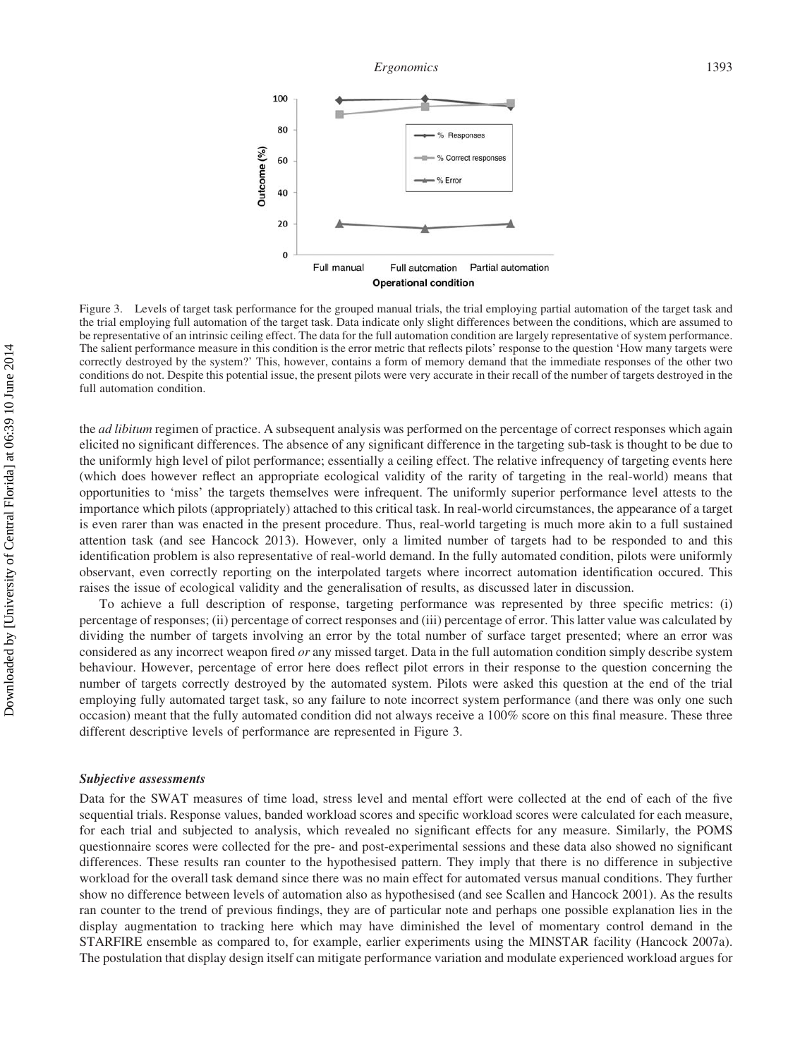100
80
60
40
20
0
Outcome (%)
Full manual
Full automation
Partial automation
Operational condition
% Responses
% Correct responses
% Error

Figure 3. Levels of target task performance for the grouped manual trials, the trial employing partial automation of the target task and the trial employing full automation of the target task. Data indicate only slight differences between the conditions, which are assumed to be representative of an intrinsic ceiling effect. The data for the full automation condition are largely representative of system performance. The salient performance measure in this condition is the error metric that reflects pilots' response to the question 'How many targets were correctly destroyed by the system?' This, however, contains a form of memory demand that the immediate responses of the other two conditions do not. Despite this potential issue, the present pilots were very accurate in their recall of the number of targets destroyed in the full automation condition.

the *ad libitum* regimen of practice. A subsequent analysis was performed on the percentage of correct responses which again elicited no significant differences. The absence of any significant difference in the targeting sub-task is thought to be due to the uniformly high level of pilot performance; essentially a ceiling effect. The relative infrequency of targeting events here (which does however reflect an appropriate ecological validity of the rarity of targeting in the real-world) means that opportunities to 'miss' the targets themselves were infrequent. The uniformly superior performance level attests to the importance which pilots (appropriately) attached to this critical task. In real-world circumstances, the appearance of a target is even rarer than was enacted in the present procedure. Thus, real-world targeting is much more akin to a full sustained attention task (and see Hancock 2013). However, only a limited number of targets had to be responded to and this identification problem is also representative of real-world demand. In the fully automated condition, pilots were uniformly observant, even correctly reporting on the interpolated targets where incorrect automation identification occured. This raises the issue of ecological validity and the generalisation of results, as discussed later in discussion.

To achieve a full description of response, targeting performance was represented by three specific metrics: (i) percentage of responses; (ii) percentage of correct responses and (iii) percentage of error. This latter value was calculated by dividing the number of targets involving an error by the total number of surface target presented; where an error was considered as any incorrect weapon fired *or* any missed target. Data in the full automation condition simply describe system behaviour. However, percentage of error here does reflect pilot errors in their response to the question concerning the number of targets correctly destroyed by the automated system. Pilots were asked this question at the end of the trial employing fully automated target task, so any failure to note incorrect system performance (and there was only one such occasion) meant that the fully automated condition did not always receive a 100% score on this final measure. These three different descriptive levels of performance are represented in Figure 3.

### *Subjective assessments*

Data for the SWAT measures of time load, stress level and mental effort were collected at the end of each of the five sequential trials. Response values, banded workload scores and specific workload scores were calculated for each measure, for each trial and subjected to analysis, which revealed no significant effects for any measure. Similarly, the POMS questionnaire scores were collected for the pre- and post-experimental sessions and these data also showed no significant differences. These results ran counter to the hypothesised pattern. They imply that there is no difference in subjective workload for the overall task demand since there was no main effect for automated versus manual conditions. They further show no difference between levels of automation also as hypothesised (and see Scallen and Hancock 2001). As the results ran counter to the trend of previous findings, they are of particular note and perhaps one possible explanation lies in the display augmentation to tracking here which may have diminished the level of momentary control demand in the STARFIRE ensemble as compared to, for example, earlier experiments using the MINSTAR facility (Hancock 2007a). The postulation that display design itself can mitigate performance variation and modulate experienced workload argues for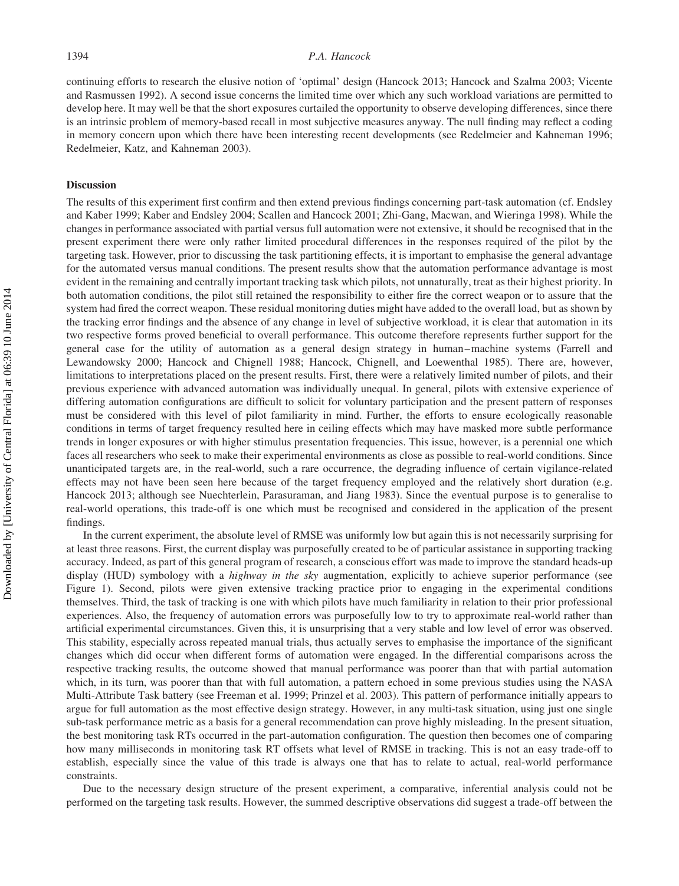continuing efforts to research the elusive notion of 'optimal' design (Hancock 2013; Hancock and Szalma 2003; Vicente and Rasmussen 1992). A second issue concerns the limited time over which any such workload variations are permitted to develop here. It may well be that the short exposures curtailed the opportunity to observe developing differences, since there is an intrinsic problem of memory-based recall in most subjective measures anyway. The null finding may reflect a coding in memory concern upon which there have been interesting recent developments (see Redelmeier and Kahneman 1996; Redelmeier, Katz, and Kahneman 2003).

## Discussion

The results of this experiment first confirm and then extend previous findings concerning part-task automation (cf. Endsley and Kaber 1999; Kaber and Endsley 2004; Scallen and Hancock 2001; Zhi-Gang, Macwan, and Wieringa 1998). While the changes in performance associated with partial versus full automation were not extensive, it should be recognised that in the present experiment there were only rather limited procedural differences in the responses required of the pilot by the targeting task. However, prior to discussing the task partitioning effects, it is important to emphasise the general advantage for the automated versus manual conditions. The present results show that the automation performance advantage is most evident in the remaining and centrally important tracking task which pilots, not unnaturally, treat as their highest priority. In both automation conditions, the pilot still retained the responsibility to either fire the correct weapon or to assure that the system had fired the correct weapon. These residual monitoring duties might have added to the overall load, but as shown by the tracking error findings and the absence of any change in level of subjective workload, it is clear that automation in its two respective forms proved beneficial to overall performance. This outcome therefore represents further support for the general case for the utility of automation as a general design strategy in human–machine systems (Farrell and Lewandowsky 2000; Hancock and Chignell 1988; Hancock, Chignell, and Loewenthal 1985). There are, however, limitations to interpretations placed on the present results. First, there were a relatively limited number of pilots, and their previous experience with advanced automation was individually unequal. In general, pilots with extensive experience of differing automation configurations are difficult to solicit for voluntary participation and the present pattern of responses must be considered with this level of pilot familiarity in mind. Further, the efforts to ensure ecologically reasonable conditions in terms of target frequency resulted here in ceiling effects which may have masked more subtle performance trends in longer exposures or with higher stimulus presentation frequencies. This issue, however, is a perennial one which faces all researchers who seek to make their experimental environments as close as possible to real-world conditions. Since unanticipated targets are, in the real-world, such a rare occurrence, the degrading influence of certain vigilance-related effects may not have been seen here because of the target frequency employed and the relatively short duration (e.g. Hancock 2013; although see Nuechterlein, Parasuraman, and Jiang 1983). Since the eventual purpose is to generalise to real-world operations, this trade-off is one which must be recognised and considered in the application of the present findings.

In the current experiment, the absolute level of RMSE was uniformly low but again this is not necessarily surprising for at least three reasons. First, the current display was purposefully created to be of particular assistance in supporting tracking accuracy. Indeed, as part of this general program of research, a conscious effort was made to improve the standard heads-up display (HUD) symbology with a *highway in the sky* augmentation, explicitly to achieve superior performance (see Figure 1). Second, pilots were given extensive tracking practice prior to engaging in the experimental conditions themselves. Third, the task of tracking is one with which pilots have much familiarity in relation to their prior professional experiences. Also, the frequency of automation errors was purposefully low to try to approximate real-world rather than artificial experimental circumstances. Given this, it is unsurprising that a very stable and low level of error was observed. This stability, especially across repeated manual trials, thus actually serves to emphasise the importance of the significant changes which did occur when different forms of automation were engaged. In the differential comparisons across the respective tracking results, the outcome showed that manual performance was poorer than that with partial automation which, in its turn, was poorer than that with full automation, a pattern echoed in some previous studies using the NASA Multi-Attribute Task battery (see Freeman et al. 1999; Prinzel et al. 2003). This pattern of performance initially appears to argue for full automation as the most effective design strategy. However, in any multi-task situation, using just one single sub-task performance metric as a basis for a general recommendation can prove highly misleading. In the present situation, the best monitoring task RTs occurred in the part-automation configuration. The question then becomes one of comparing how many milliseconds in monitoring task RT offsets what level of RMSE in tracking. This is not an easy trade-off to establish, especially since the value of this trade is always one that has to relate to actual, real-world performance constraints.

Due to the necessary design structure of the present experiment, a comparative, inferential analysis could not be performed on the targeting task results. However, the summed descriptive observations did suggest a trade-off between the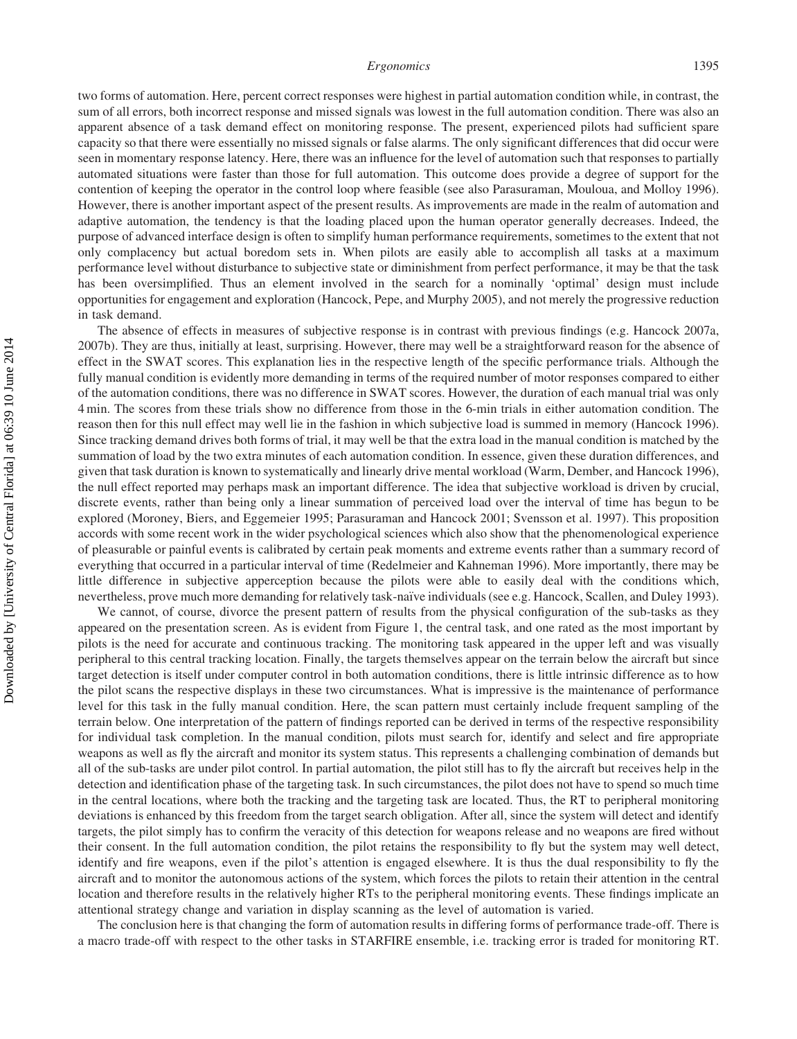two forms of automation. Here, percent correct responses were highest in partial automation condition while, in contrast, the sum of all errors, both incorrect response and missed signals was lowest in the full automation condition. There was also an apparent absence of a task demand effect on monitoring response. The present, experienced pilots had sufficient spare capacity so that there were essentially no missed signals or false alarms. The only significant differences that did occur were seen in momentary response latency. Here, there was an influence for the level of automation such that responses to partially automated situations were faster than those for full automation. This outcome does provide a degree of support for the contention of keeping the operator in the control loop where feasible (see also Parasuraman, Mouloua, and Molloy 1996). However, there is another important aspect of the present results. As improvements are made in the realm of automation and adaptive automation, the tendency is that the loading placed upon the human operator generally decreases. Indeed, the purpose of advanced interface design is often to simplify human performance requirements, sometimes to the extent that not only complacency but actual boredom sets in. When pilots are easily able to accomplish all tasks at a maximum performance level without disturbance to subjective state or diminishment from perfect performance, it may be that the task has been oversimplified. Thus an element involved in the search for a nominally 'optimal' design must include opportunities for engagement and exploration (Hancock, Pepe, and Murphy 2005), and not merely the progressive reduction in task demand.

The absence of effects in measures of subjective response is in contrast with previous findings (e.g. Hancock 2007a, 2007b). They are thus, initially at least, surprising. However, there may well be a straightforward reason for the absence of effect in the SWAT scores. This explanation lies in the respective length of the specific performance trials. Although the fully manual condition is evidently more demanding in terms of the required number of motor responses compared to either of the automation conditions, there was no difference in SWAT scores. However, the duration of each manual trial was only 4 min. The scores from these trials show no difference from those in the 6-min trials in either automation condition. The reason then for this null effect may well lie in the fashion in which subjective load is summed in memory (Hancock 1996). Since tracking demand drives both forms of trial, it may well be that the extra load in the manual condition is matched by the summation of load by the two extra minutes of each automation condition. In essence, given these duration differences, and given that task duration is known to systematically and linearly drive mental workload (Warm, Dember, and Hancock 1996), the null effect reported may perhaps mask an important difference. The idea that subjective workload is driven by crucial, discrete events, rather than being only a linear summation of perceived load over the interval of time has begun to be explored (Moroney, Biers, and Eggemeier 1995; Parasuraman and Hancock 2001; Svensson et al. 1997). This proposition accords with some recent work in the wider psychological sciences which also show that the phenomenological experience of pleasurable or painful events is calibrated by certain peak moments and extreme events rather than a summary record of everything that occurred in a particular interval of time (Redelmeier and Kahneman 1996). More importantly, there may be little difference in subjective apperception because the pilots were able to easily deal with the conditions which, nevertheless, prove much more demanding for relatively task-naïve individuals (see e.g. Hancock, Scallen, and Duley 1993).

We cannot, of course, divorce the present pattern of results from the physical configuration of the sub-tasks as they appeared on the presentation screen. As is evident from Figure 1, the central task, and one rated as the most important by pilots is the need for accurate and continuous tracking. The monitoring task appeared in the upper left and was visually peripheral to this central tracking location. Finally, the targets themselves appear on the terrain below the aircraft but since target detection is itself under computer control in both automation conditions, there is little intrinsic difference as to how the pilot scans the respective displays in these two circumstances. What is impressive is the maintenance of performance level for this task in the fully manual condition. Here, the scan pattern must certainly include frequent sampling of the terrain below. One interpretation of the pattern of findings reported can be derived in terms of the respective responsibility for individual task completion. In the manual condition, pilots must search for, identify and select and fire appropriate weapons as well as fly the aircraft and monitor its system status. This represents a challenging combination of demands but all of the sub-tasks are under pilot control. In partial automation, the pilot still has to fly the aircraft but receives help in the detection and identification phase of the targeting task. In such circumstances, the pilot does not have to spend so much time in the central locations, where both the tracking and the targeting task are located. Thus, the RT to peripheral monitoring deviations is enhanced by this freedom from the target search obligation. After all, since the system will detect and identify targets, the pilot simply has to confirm the veracity of this detection for weapons release and no weapons are fired without their consent. In the full automation condition, the pilot retains the responsibility to fly but the system may well detect, identify and fire weapons, even if the pilot's attention is engaged elsewhere. It is thus the dual responsibility to fly the aircraft and to monitor the autonomous actions of the system, which forces the pilots to retain their attention in the central location and therefore results in the relatively higher RTs to the peripheral monitoring events. These findings implicate an attentional strategy change and variation in display scanning as the level of automation is varied.

The conclusion here is that changing the form of automation results in differing forms of performance trade-off. There is a macro trade-off with respect to the other tasks in STARFIRE ensemble, i.e. tracking error is traded for monitoring RT.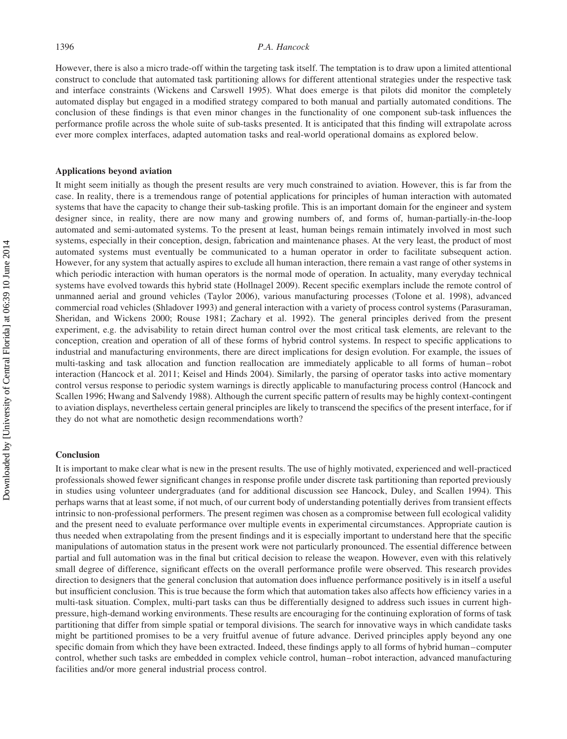However, there is also a micro trade-off within the targeting task itself. The temptation is to draw upon a limited attentional construct to conclude that automated task partitioning allows for different attentional strategies under the respective task and interface constraints (Wickens and Carswell 1995). What does emerge is that pilots did monitor the completely automated display but engaged in a modified strategy compared to both manual and partially automated conditions. The conclusion of these findings is that even minor changes in the functionality of one component sub-task influences the performance profile across the whole suite of sub-tasks presented. It is anticipated that this finding will extrapolate across ever more complex interfaces, adapted automation tasks and real-world operational domains as explored below.

### Applications beyond aviation

It might seem initially as though the present results are very much constrained to aviation. However, this is far from the case. In reality, there is a tremendous range of potential applications for principles of human interaction with automated systems that have the capacity to change their sub-tasking profile. This is an important domain for the engineer and system designer since, in reality, there are now many and growing numbers of, and forms of, human-partially-in-the-loop automated and semi-automated systems. To the present at least, human beings remain intimately involved in most such systems, especially in their conception, design, fabrication and maintenance phases. At the very least, the product of most automated systems must eventually be communicated to a human operator in order to facilitate subsequent action. However, for any system that actually aspires to exclude all human interaction, there remain a vast range of other systems in which periodic interaction with human operators is the normal mode of operation. In actuality, many everyday technical systems have evolved towards this hybrid state (Hollnagel 2009). Recent specific exemplars include the remote control of unmanned aerial and ground vehicles (Taylor 2006), various manufacturing processes (Tolone et al. 1998), advanced commercial road vehicles (Shladover 1993) and general interaction with a variety of process control systems (Parasuraman, Sheridan, and Wickens 2000; Rouse 1981; Zachary et al. 1992). The general principles derived from the present experiment, e.g. the advisability to retain direct human control over the most critical task elements, are relevant to the conception, creation and operation of all of these forms of hybrid control systems. In respect to specific applications to industrial and manufacturing environments, there are direct implications for design evolution. For example, the issues of multi-tasking and task allocation and function reallocation are immediately applicable to all forms of human–robot interaction (Hancock et al. 2011; Keisel and Hinds 2004). Similarly, the parsing of operator tasks into active momentary control versus response to periodic system warnings is directly applicable to manufacturing process control (Hancock and Scallen 1996; Hwang and Salvendy 1988). Although the current specific pattern of results may be highly context-contingent to aviation displays, nevertheless certain general principles are likely to transcend the specifics of the present interface, for if they do not what are nomothetic design recommendations worth?

### Conclusion

It is important to make clear what is new in the present results. The use of highly motivated, experienced and well-practiced professionals showed fewer significant changes in response profile under discrete task partitioning than reported previously in studies using volunteer undergraduates (and for additional discussion see Hancock, Duley, and Scallen 1994). This perhaps warns that at least some, if not much, of our current body of understanding potentially derives from transient effects intrinsic to non-professional performers. The present regimen was chosen as a compromise between full ecological validity and the present need to evaluate performance over multiple events in experimental circumstances. Appropriate caution is thus needed when extrapolating from the present findings and it is especially important to understand here that the specific manipulations of automation status in the present work were not particularly pronounced. The essential difference between partial and full automation was in the final but critical decision to release the weapon. However, even with this relatively small degree of difference, significant effects on the overall performance profile were observed. This research provides direction to designers that the general conclusion that automation does influence performance positively is in itself a useful but insufficient conclusion. This is true because the form which that automation takes also affects how efficiency varies in a multi-task situation. Complex, multi-part tasks can thus be differentially designed to address such issues in current high-pressure, high-demand working environments. These results are encouraging for the continuing exploration of forms of task partitioning that differ from simple spatial or temporal divisions. The search for innovative ways in which candidate tasks might be partitioned promises to be a very fruitful avenue of future advance. Derived principles apply beyond any one specific domain from which they have been extracted. Indeed, these findings apply to all forms of hybrid human–computer control, whether such tasks are embedded in complex vehicle control, human–robot interaction, advanced manufacturing facilities and/or more general industrial process control.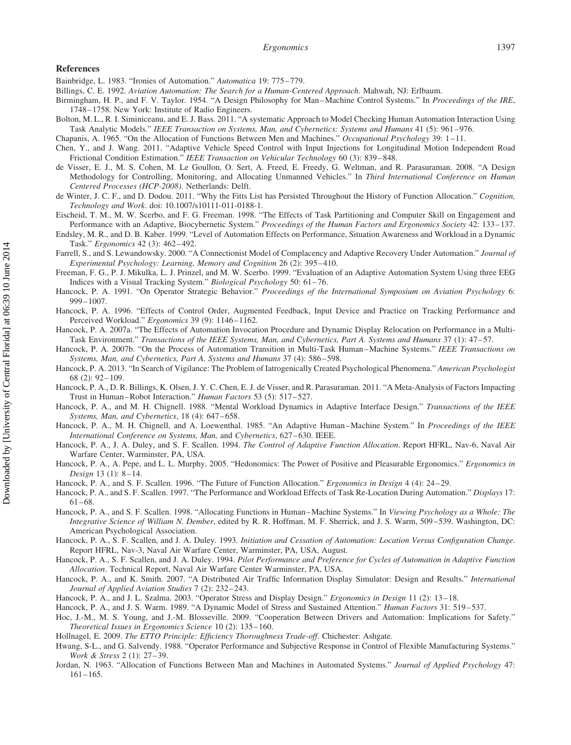## References

Bainbridge, L. 1983. "Ironies of Automation." *Automatica* 19: 775–779.

Billings, C. E. 1992. *Aviation Automation: The Search for a Human-Centered Approach*. Mahwah, NJ: Erlbaum.

Birmingham, H. P., and F. V. Taylor. 1954. "A Design Philosophy for Man–Machine Control Systems." In *Proceedings of the IRE*, 1748–1758. New York: Institute of Radio Engineers.

Bolton, M. L., R. I. Siminiceanu, and E. J. Bass. 2011. "A systematic Approach to Model Checking Human Automation Interaction Using Task Analytic Models." *IEEE Transaction on Systems, Man, and Cybernetics: Systems and Humans* 41 (5): 961–976.

Chapanis, A. 1965. "On the Allocation of Functions Between Men and Machines." *Occupational Psychology* 39: 1–11.

Chen, Y., and J. Wang. 2011. "Adaptive Vehicle Speed Control with Input Injections for Longitudinal Motion Independent Road Frictional Condition Estimation." *IEEE Transaction on Vehicular Technology* 60 (3): 839–848.

de Visser, E. J., M. S. Cohen, M. Le Goullon, O. Sert, A. Freed, E. Freedy, G. Weltman, and R. Parasuraman. 2008. "A Design Methodology for Controlling, Monitoring, and Allocating Unmanned Vehicles." In *Third International Conference on Human Centered Processes (HCP-2008)*. Netherlands: Delft.

de Winter, J. C. F., and D. Dodou. 2011. "Why the Fitts List has Persisted Throughout the History of Function Allocation." *Cognition, Technology and Work*. doi: 10.1007/s10111-011-0188-1.

Eischeid, T. M., M. W. Scerbo, and F. G. Freeman. 1998. "The Effects of Task Partitioning and Computer Skill on Engagement and Performance with an Adaptive, Biocybernetic System." *Proceedings of the Human Factors and Ergonomics Society* 42: 133–137.

Endsley, M. R., and D. B. Kaber. 1999. "Level of Automation Effects on Performance, Situation Awareness and Workload in a Dynamic Task." *Ergonomics* 42 (3): 462–492.

Farrell, S., and S. Lewandowsky. 2000. "A Connectionist Model of Complacency and Adaptive Recovery Under Automation." *Journal of Experimental Psychology: Learning, Memory and Cognition* 26 (2): 395–410.

Freeman, F. G., P. J. Mikulka, L. J. Prinzel, and M. W. Scerbo. 1999. "Evaluation of an Adaptive Automation System Using three EEG Indices with a Visual Tracking System." *Biological Psychology* 50: 61–76.

Hancock, P. A. 1991. "On Operator Strategic Behavior." *Proceedings of the International Symposium on Aviation Psychology* 6: 999–1007.

Hancock, P. A. 1996. "Effects of Control Order, Augmented Feedback, Input Device and Practice on Tracking Performance and Perceived Workload." *Ergonomics* 39 (9): 1146–1162.

Hancock, P. A. 2007a. "The Effects of Automation Invocation Procedure and Dynamic Display Relocation on Performance in a Multi-Task Environment." *Transactions of the IEEE Systems, Man, and Cybernetics, Part A. Systems and Humans* 37 (1): 47–57.

Hancock, P. A. 2007b. "On the Process of Automation Transition in Multi-Task Human–Machine Systems." *IEEE Transactions on Systems, Man, and Cybernetics, Part A. Systems and Humans* 37 (4): 586–598.

Hancock, P. A. 2013. "In Search of Vigilance: The Problem of Iatrogenically Created Psychological Phenomena." *American Psychologist* 68 (2): 92–109.

Hancock, P. A., D. R. Billings, K. Olsen, J. Y. C. Chen, E. J. de Visser, and R. Parasuraman. 2011. "A Meta-Analysis of Factors Impacting Trust in Human–Robot Interaction." *Human Factors* 53 (5): 517–527.

Hancock, P. A., and M. H. Chignell. 1988. "Mental Workload Dynamics in Adaptive Interface Design." *Transactions of the IEEE Systems, Man, and Cybernetics*, 18 (4): 647–658.

Hancock, P. A., M. H. Chignell, and A. Loewenthal. 1985. "An Adaptive Human–Machine System." In *Proceedings of the IEEE International Conference on Systems, Man,* and *Cybernetics*, 627–630. IEEE.

Hancock, P. A., J. A. Duley, and S. F. Scallen. 1994. *The Control of Adaptive Function Allocation*. Report HFRL, Nav-6, Naval Air Warfare Center, Warminster, PA, USA.

Hancock, P. A., A. Pepe, and L. L. Murphy. 2005. "Hedonomics: The Power of Positive and Pleasurable Ergonomics." *Ergonomics in Design* 13 (1): 8–14.

Hancock, P. A., and S. F. Scallen. 1996. "The Future of Function Allocation." *Ergonomics in Design* 4 (4): 24–29.

Hancock, P. A., and S. F. Scallen. 1997. "The Performance and Workload Effects of Task Re-Location During Automation." *Displays* 17: 61–68.

Hancock, P. A., and S. F. Scallen. 1998. "Allocating Functions in Human–Machine Systems." In *Viewing Psychology as a Whole: The Integrative Science of William N. Dember*, edited by R. R. Hoffman, M. F. Sherrick, and J. S. Warm, 509–539. Washington, DC: American Psychological Association.

Hancock, P. A., S. F. Scallen, and J. A. Duley. 1993. *Initiation and Cessation of Automation: Location Versus Configuration Change*. Report HFRL, Nav-3, Naval Air Warfare Center, Warminster, PA, USA, August.

Hancock, P. A., S. F. Scallen, and J. A. Duley. 1994. *Pilot Performance and Preference for Cycles of Automation in Adaptive Function Allocation*. Technical Report, Naval Air Warfare Center Warminster, PA, USA.

Hancock, P. A., and K. Smith. 2007. "A Distributed Air Traffic Information Display Simulator: Design and Results." *International Journal of Applied Aviation Studies* 7 (2): 232–243.

Hancock, P. A., and J. L. Szalma. 2003. "Operator Stress and Display Design." *Ergonomics in Design* 11 (2): 13–18.

Hancock, P. A., and J. S. Warm. 1989. "A Dynamic Model of Stress and Sustained Attention." *Human Factors* 31: 519–537.

Hoc, J.-M., M. S. Young, and J.-M. Blosseville. 2009. "Cooperation Between Drivers and Automation: Implications for Safety." *Theoretical Issues in Ergonomics Science* 10 (2): 135–160.

Hollnagel, E. 2009. *The ETTO Principle: Efficiency Thoroughness Trade-off*. Chichester: Ashgate.

Hwang, S-L., and G. Salvendy. 1988. "Operator Performance and Subjective Response in Control of Flexible Manufacturing Systems." *Work & Stress* 2 (1): 27–39.

Jordan, N. 1963. "Allocation of Functions Between Man and Machines in Automated Systems." *Journal of Applied Psychology* 47: 161–165.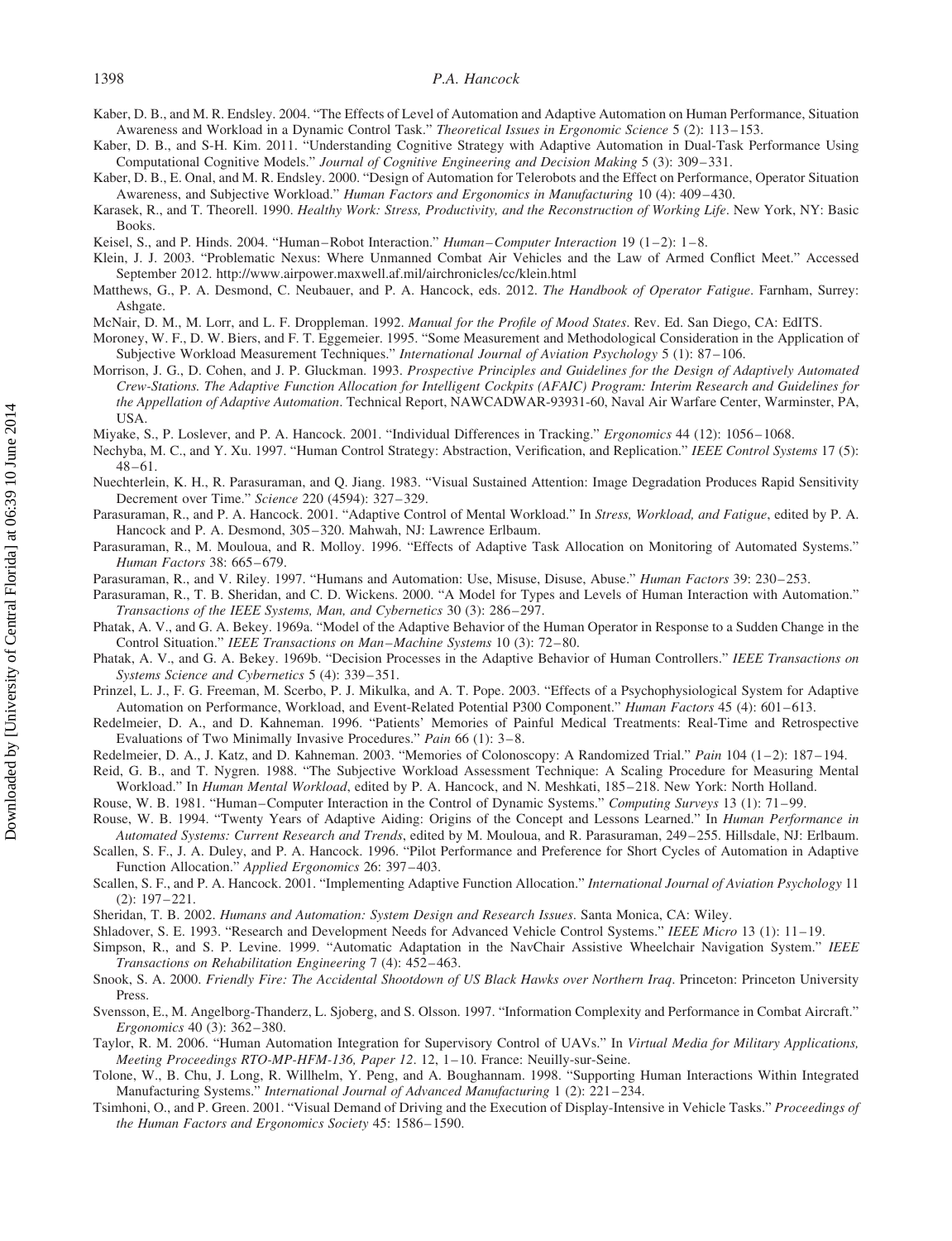Kaber, D. B., and M. R. Endsley. 2004. "The Effects of Level of Automation and Adaptive Automation on Human Performance, Situation Awareness and Workload in a Dynamic Control Task." *Theoretical Issues in Ergonomic Science* 5 (2): 113–153.

Kaber, D. B., and S-H. Kim. 2011. "Understanding Cognitive Strategy with Adaptive Automation in Dual-Task Performance Using Computational Cognitive Models." *Journal of Cognitive Engineering and Decision Making* 5 (3): 309–331.

Kaber, D. B., E. Onal, and M. R. Endsley. 2000. "Design of Automation for Telerobots and the Effect on Performance, Operator Situation Awareness, and Subjective Workload." *Human Factors and Ergonomics in Manufacturing* 10 (4): 409–430.

Karasek, R., and T. Theorell. 1990. *Healthy Work: Stress, Productivity, and the Reconstruction of Working Life*. New York, NY: Basic Books.

Keisel, S., and P. Hinds. 2004. "Human–Robot Interaction." *Human–Computer Interaction* 19 (1–2): 1–8.

Klein, J. J. 2003. "Problematic Nexus: Where Unmanned Combat Air Vehicles and the Law of Armed Conflict Meet." Accessed September 2012. http://www.airpower.maxwell.af.mil/airchronicles/cc/klein.html

Matthews, G., P. A. Desmond, C. Neubauer, and P. A. Hancock, eds. 2012. *The Handbook of Operator Fatigue*. Farnham, Surrey: Ashgate.

McNair, D. M., M. Lorr, and L. F. Droppleman. 1992. *Manual for the Profile of Mood States*. Rev. Ed. San Diego, CA: EdITS.

Moroney, W. F., D. W. Biers, and F. T. Eggemeier. 1995. "Some Measurement and Methodological Consideration in the Application of Subjective Workload Measurement Techniques." *International Journal of Aviation Psychology* 5 (1): 87–106.

Morrison, J. G., D. Cohen, and J. P. Gluckman. 1993. *Prospective Principles and Guidelines for the Design of Adaptively Automated Crew-Stations. The Adaptive Function Allocation for Intelligent Cockpits (AFAIC) Program: Interim Research and Guidelines for the Appellation of Adaptive Automation*. Technical Report, NAWCADWAR-93931-60, Naval Air Warfare Center, Warminster, PA, USA.

Miyake, S., P. Loslever, and P. A. Hancock. 2001. "Individual Differences in Tracking." *Ergonomics* 44 (12): 1056–1068.

Nechyba, M. C., and Y. Xu. 1997. "Human Control Strategy: Abstraction, Verification, and Replication." *IEEE Control Systems* 17 (5): 48–61.

Nuechterlein, K. H., R. Parasuraman, and Q. Jiang. 1983. "Visual Sustained Attention: Image Degradation Produces Rapid Sensitivity Decrement over Time." *Science* 220 (4594): 327–329.

Parasuraman, R., and P. A. Hancock. 2001. "Adaptive Control of Mental Workload." In *Stress, Workload, and Fatigue*, edited by P. A. Hancock and P. A. Desmond, 305–320. Mahwah, NJ: Lawrence Erlbaum.

Parasuraman, R., M. Mouloua, and R. Molloy. 1996. "Effects of Adaptive Task Allocation on Monitoring of Automated Systems." *Human Factors* 38: 665–679.

Parasuraman, R., and V. Riley. 1997. "Humans and Automation: Use, Misuse, Disuse, Abuse." *Human Factors* 39: 230–253.

Parasuraman, R., T. B. Sheridan, and C. D. Wickens. 2000. "A Model for Types and Levels of Human Interaction with Automation." *Transactions of the IEEE Systems, Man, and Cybernetics* 30 (3): 286–297.

Phatak, A. V., and G. A. Bekey. 1969a. "Model of the Adaptive Behavior of the Human Operator in Response to a Sudden Change in the Control Situation." *IEEE Transactions on Man–Machine Systems* 10 (3): 72–80.

Phatak, A. V., and G. A. Bekey. 1969b. "Decision Processes in the Adaptive Behavior of Human Controllers." *IEEE Transactions on Systems Science and Cybernetics* 5 (4): 339–351.

Prinzel, L. J., F. G. Freeman, M. Scerbo, P. J. Mikulka, and A. T. Pope. 2003. "Effects of a Psychophysiological System for Adaptive Automation on Performance, Workload, and Event-Related Potential P300 Component." *Human Factors* 45 (4): 601–613.

Redelmeier, D. A., and D. Kahneman. 1996. "Patients' Memories of Painful Medical Treatments: Real-Time and Retrospective Evaluations of Two Minimally Invasive Procedures." *Pain* 66 (1): 3–8.

Redelmeier, D. A., J. Katz, and D. Kahneman. 2003. "Memories of Colonoscopy: A Randomized Trial." *Pain* 104 (1–2): 187–194.

Reid, G. B., and T. Nygren. 1988. "The Subjective Workload Assessment Technique: A Scaling Procedure for Measuring Mental Workload." In *Human Mental Workload*, edited by P. A. Hancock, and N. Meshkati, 185–218. New York: North Holland.

Rouse, W. B. 1981. "Human–Computer Interaction in the Control of Dynamic Systems." *Computing Surveys* 13 (1): 71–99.

Rouse, W. B. 1994. "Twenty Years of Adaptive Aiding: Origins of the Concept and Lessons Learned." In *Human Performance in Automated Systems: Current Research and Trends*, edited by M. Mouloua, and R. Parasuraman, 249–255. Hillsdale, NJ: Erlbaum.

Scallen, S. F., J. A. Duley, and P. A. Hancock. 1996. "Pilot Performance and Preference for Short Cycles of Automation in Adaptive Function Allocation." *Applied Ergonomics* 26: 397–403.

Scallen, S. F., and P. A. Hancock. 2001. "Implementing Adaptive Function Allocation." *International Journal of Aviation Psychology* 11 (2): 197–221.

Sheridan, T. B. 2002. *Humans and Automation: System Design and Research Issues*. Santa Monica, CA: Wiley.

Shladover, S. E. 1993. "Research and Development Needs for Advanced Vehicle Control Systems." *IEEE Micro* 13 (1): 11–19.

Simpson, R., and S. P. Levine. 1999. "Automatic Adaptation in the NavChair Assistive Wheelchair Navigation System." *IEEE Transactions on Rehabilitation Engineering* 7 (4): 452–463.

Snook, S. A. 2000. *Friendly Fire: The Accidental Shootdown of US Black Hawks over Northern Iraq*. Princeton: Princeton University Press.

Svensson, E., M. Angelborg-Thanderz, L. Sjoberg, and S. Olsson. 1997. "Information Complexity and Performance in Combat Aircraft." *Ergonomics* 40 (3): 362–380.

Taylor, R. M. 2006. "Human Automation Integration for Supervisory Control of UAVs." In *Virtual Media for Military Applications, Meeting Proceedings RTO-MP-HFM-136, Paper 12*. 12, 1–10. France: Neuilly-sur-Seine.

Tolone, W., B. Chu, J. Long, R. Willhelm, Y. Peng, and A. Boughannam. 1998. "Supporting Human Interactions Within Integrated Manufacturing Systems." *International Journal of Advanced Manufacturing* 1 (2): 221–234.

Tsimhoni, O., and P. Green. 2001. "Visual Demand of Driving and the Execution of Display-Intensive in Vehicle Tasks." *Proceedings of the Human Factors and Ergonomics Society* 45: 1586–1590.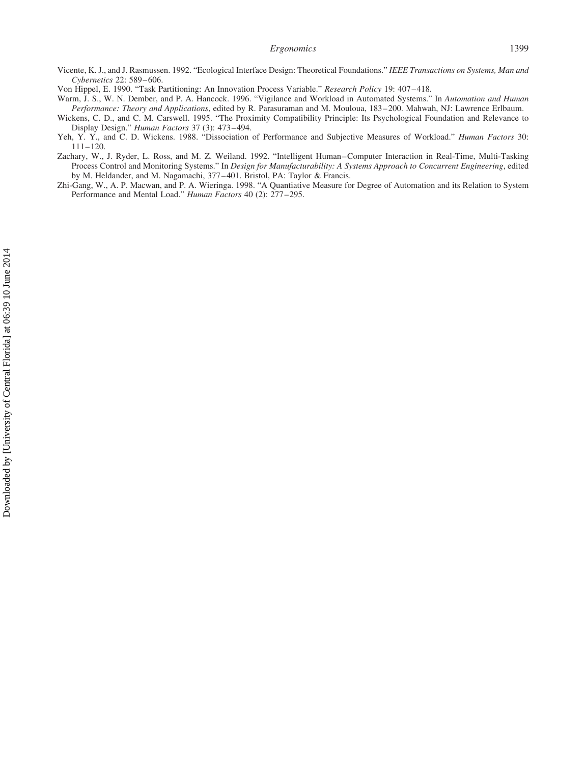Vicente, K. J., and J. Rasmussen. 1992. "Ecological Interface Design: Theoretical Foundations." *IEEE Transactions on Systems, Man and Cybernetics* 22: 589–606.

Von Hippel, E. 1990. "Task Partitioning: An Innovation Process Variable." *Research Policy* 19: 407–418.

Warm, J. S., W. N. Dember, and P. A. Hancock. 1996. "Vigilance and Workload in Automated Systems." In *Automation and Human Performance: Theory and Applications*, edited by R. Parasuraman and M. Mouloua, 183–200. Mahwah, NJ: Lawrence Erlbaum.

Wickens, C. D., and C. M. Carswell. 1995. "The Proximity Compatibility Principle: Its Psychological Foundation and Relevance to Display Design." *Human Factors* 37 (3): 473–494.

Yeh, Y. Y., and C. D. Wickens. 1988. "Dissociation of Performance and Subjective Measures of Workload." *Human Factors* 30: 111–120.

Zachary, W., J. Ryder, L. Ross, and M. Z. Weiland. 1992. "Intelligent Human–Computer Interaction in Real-Time, Multi-Tasking Process Control and Monitoring Systems." In *Design for Manufacturability: A Systems Approach to Concurrent Engineering*, edited by M. Heldander, and M. Nagamachi, 377–401. Bristol, PA: Taylor & Francis.

Zhi-Gang, W., A. P. Macwan, and P. A. Wieringa. 1998. "A Quantiative Measure for Degree of Automation and its Relation to System Performance and Mental Load." *Human Factors* 40 (2): 277–295.